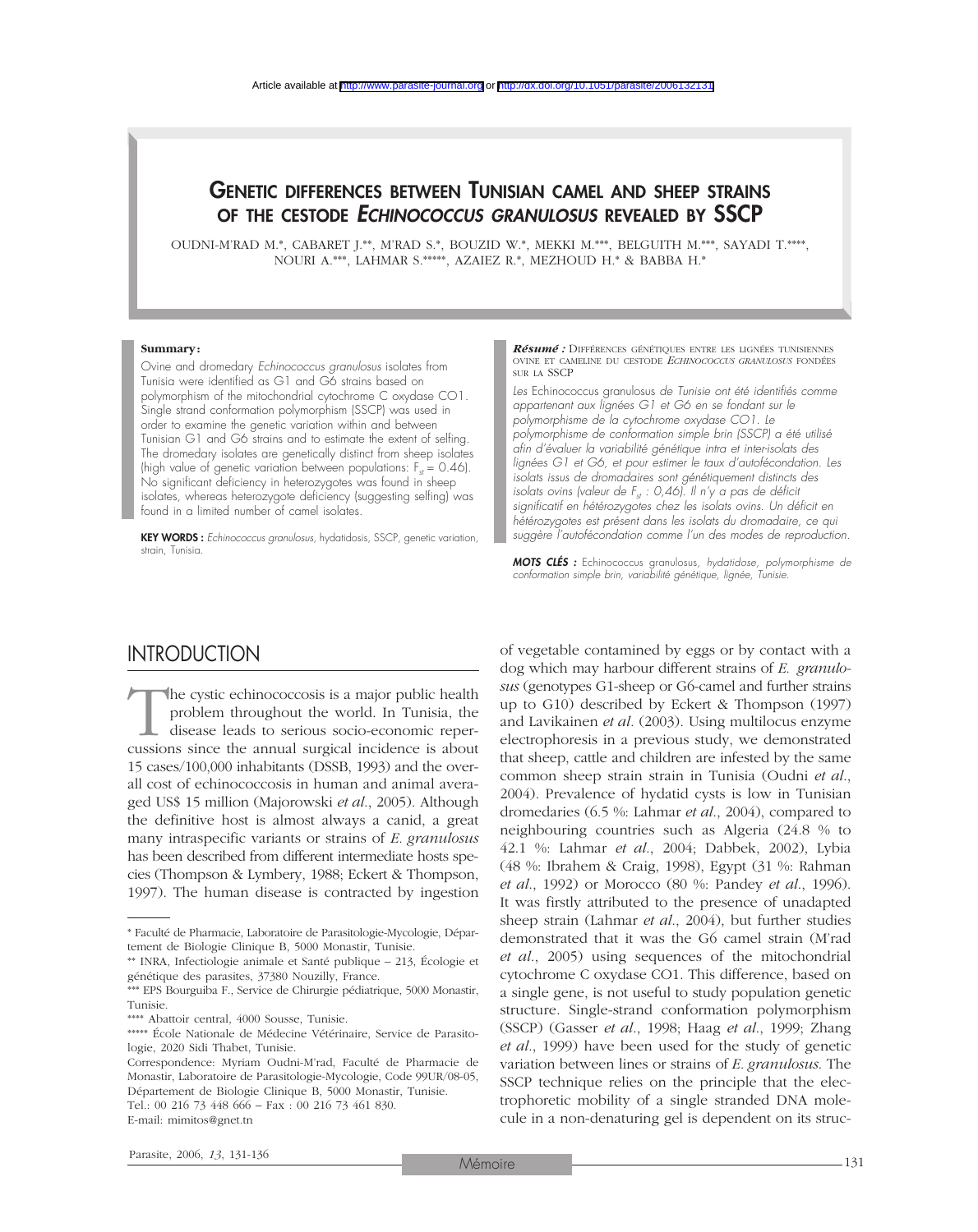Article available at http://www.parasite-journal.org or http://dx.doi.org/10.1051/parasite/2006132131

# GENETIC DIFFERENCES BETWEEN TUNISIAN CAMEL AND SHEEP STRAINS OF THE CESTODE *ECHINOCOCCUS GRANULOSUS* REVEALED BY SSCP

OUDNI-M'RAD M.*, CABARET J.**, M'RAD S.*, BOUZID W.*, MEKKI M.***, BELGUITH M.***, SAYADI T.****, NOURI A.***, LAHMAR S.*****, AZAIEZ R.*, MEZHOUD H.* & BABBA H.*

**Summary:**

Ovine and dromedary *Echinococcus granulosus* isolates from Tunisia were identified as G1 and G6 strains based on polymorphism of the mitochondrial cytochrome C oxydase CO1. Single strand conformation polymorphism (SSCP) was used in order to examine the genetic variation within and between Tunisian G1 and G6 strains and to estimate the extent of selfing. The dromedary isolates are genetically distinct from sheep isolates (high value of genetic variation between populations: $F_{st} = 0.46$). No significant deficiency in heterozygotes was found in sheep isolates, whereas heterozygote deficiency (suggesting selfing) was found in a limited number of camel isolates.

**KEY WORDS :** *Echinococcus granulosus*, hydatidosis, SSCP, genetic variation, strain, Tunisia.

***Résumé :*** DIFFÉRENCES GÉNÉTIQUES ENTRE LES LIGNÉES TUNISIENNES OVINE ET CAMELINE DU CESTODE *ECHINOCOCCUS GRANULOSUS* FONDÉES SUR LA SSCP

*Les* Echinococcus granulosus *de Tunisie ont été identifiés comme appartenant aux lignées G1 et G6 en se fondant sur le polymorphisme de la cytochrome oxydase CO1. Le polymorphisme de conformation simple brin (SSCP) a été utilisé afin d'évaluer la variabilité génétique intra et inter-isolats des lignées G1 et G6, et pour estimer le taux d'autofécondation. Les isolats issus de dromadaires sont génétiquement distincts des isolats ovins (valeur de $F_{st}$ : 0,46). Il n'y a pas de déficit significatif en hétérozygotes chez les isolats ovins. Un déficit en hétérozygotes est présent dans les isolats du dromadaire, ce qui suggère l'autofécondation comme l'un des modes de reproduction.*

***MOTS CLÉS :*** Echinococcus granulosus, *hydatidose, polymorphisme de conformation simple brin, variabilité génétique, lignée, Tunisie.*

## INTRODUCTION

The cystic echinococcosis is a major public health problem throughout the world. In Tunisia, the disease leads to serious socio-economic repercussions since the annual surgical incidence is about 15 cases/100,000 inhabitants (DSSB, 1993) and the overall cost of echinococcosis in human and animal averaged US$ 15 million (Majorowski *et al.*, 2005). Although the definitive host is almost always a canid, a great many intraspecific variants or strains of *E. granulosus* has been described from different intermediate hosts species (Thompson & Lymbery, 1988; Eckert & Thompson, 1997). The human disease is contracted by ingestion of vegetable contamined by eggs or by contact with a dog which may harbour different strains of *E. granulosus* (genotypes G1-sheep or G6-camel and further strains up to G10) described by Eckert & Thompson (1997) and Lavikainen *et al.* (2003). Using multilocus enzyme electrophoresis in a previous study, we demonstrated that sheep, cattle and children are infested by the same common sheep strain strain in Tunisia (Oudni *et al.*, 2004). Prevalence of hydatid cysts is low in Tunisian dromedaries (6.5 %: Lahmar *et al.*, 2004), compared to neighbouring countries such as Algeria (24.8 % to 42.1 %: Lahmar *et al.*, 2004; Dabbek, 2002), Lybia (48 %: Ibrahem & Craig, 1998), Egypt (31 %: Rahman *et al.*, 1992) or Morocco (80 %: Pandey *et al.*, 1996). It was firstly attributed to the presence of unadapted sheep strain (Lahmar *et al.*, 2004), but further studies demonstrated that it was the G6 camel strain (M'rad *et al.*, 2005) using sequences of the mitochondrial cytochrome C oxdase CO1. This difference, based on a single gene, is not useful to study population genetic structure. Single-strand conformation polymorphism (SSCP) (Gasser *et al.*, 1998; Haag *et al.*, 1999; Zhang *et al.*, 1999) have been used for the study of genetic variation between lines or strains of *E. granulosus*. The SSCP technique relies on the principle that the electrophoretic mobility of a single stranded DNA molecule in a non-denaturing gel is dependent on its struc-

---

\* Faculté de Pharmacie, Laboratoire de Parasitologie-Mycologie, Département de Biologie Clinique B, 5000 Monastir, Tunisie.
\** INRA, Infectiologie animale et Santé publique – 213, Écologie et génétique des parasites, 37380 Nouzilly, France.
\*** EPS Bourguiba F., Service de Chirurgie pédiatrique, 5000 Monastir, Tunisie.
\**** Abattoir central, 4000 Sousse, Tunisie.
\***** École Nationale de Médecine Vétérinaire, Service de Parasitologie, 2020 Sidi Thabet, Tunisie.
Correspondence: Myriam Oudni-M'rad, Faculté de Pharmacie de Monastir, Laboratoire de Parasitologie-Mycologie, Code 99UR/08-05, Département de Biologie Clinique B, 5000 Monastir, Tunisie.
Tel.: 00 216 73 448 666 – Fax : 00 216 73 461 830.
E-mail: mimitos@gnet.tn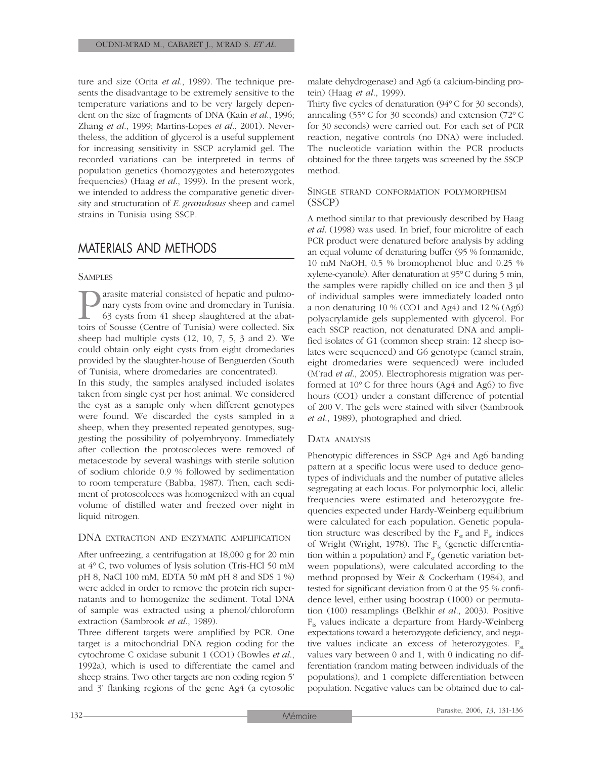ture and size (Orita *et al.*, 1989). The technique presents the disadvantage to be extremely sensitive to the temperature variations and to be very largely dependent on the size of fragments of DNA (Kain *et al.*, 1996; Zhang *et al.*, 1999; Martins-Lopes *et al.*, 2001). Nevertheless, the addition of glycerol is a useful supplement for increasing sensitivity in SSCP acrylamid gel. The recorded variations can be interpreted in terms of population genetics (homozygotes and heterozygotes frequencies) (Haag *et al.*, 1999). In the present work, we intended to address the comparative genetic diversity and structuration of *E. granulosus* sheep and camel strains in Tunisia using SSCP.

## MATERIALS AND METHODS

### SAMPLES

Parasite material consisted of hepatic and pulmonary cysts from ovine and dromedary in Tunisia. 63 cysts from 41 sheep slaughtered at the abattoirs of Sousse (Centre of Tunisia) were collected. Six sheep had multiple cysts (12, 10, 7, 5, 3 and 2). We could obtain only eight cysts from eight dromedaries provided by the slaughter-house of Benguerden (South of Tunisia, where dromedaries are concentrated).

In this study, the samples analysed included isolates taken from single cyst per host animal. We considered the cyst as a sample only when different genotypes were found. We discarded the cysts sampled in a sheep, when they presented repeated genotypes, suggesting the possibility of polyembryony. Immediately after collection the protoscoleces were removed of metacestode by several washings with sterile solution of sodium chloride 0.9 % followed by sedimentation to room temperature (Babba, 1987). Then, each sediment of protoscoleces was homogenized with an equal volume of distilled water and freezed over night in liquid nitrogen.

### DNA EXTRACTION AND ENZYMATIC AMPLIFICATION

After unfreezing, a centrifugation at 18,000 g for 20 min at 4° C, two volumes of lysis solution (Tris-HCl 50 mM pH 8, NaCl 100 mM, EDTA 50 mM pH 8 and SDS 1 %) were added in order to remove the protein rich supernatants and to homogenize the sediment. Total DNA of sample was extracted using a phenol/chloroform extraction (Sambrook *et al.*, 1989).

Three different targets were amplified by PCR. One target is a mitochondrial DNA region coding for the cytochrome C oxidase subunit 1 (CO1) (Bowles *et al.*, 1992a), which is used to differentiate the camel and sheep strains. Two other targets are non coding region 5' and 3' flanking regions of the gene Ag4 (a cytosolic malate dehydrogenase) and Ag6 (a calcium-binding protein) (Haag *et al.*, 1999).

Thirty five cycles of denaturation (94° C for 30 seconds), annealing (55° C for 30 seconds) and extension (72° C for 30 seconds) were carried out. For each set of PCR reaction, negative controls (no DNA) were included. The nucleotide variation within the PCR products obtained for the three targets was screened by the SSCP method.

### SINGLE STRAND CONFORMATION POLYMORPHISM (SSCP)

A method similar to that previously described by Haag *et al.* (1998) was used. In brief, four microlitre of each PCR product were denatured before analysis by adding an equal volume of denaturing buffer (95 % formamide, 10 mM NaOH, 0.5 % bromophenol blue and 0.25 % xylene-cyanole). After denaturation at 95° C during 5 min, the samples were rapidly chilled on ice and then 3 µl of individual samples were immediately loaded onto a non denaturing 10 % (CO1 and Ag4) and 12 % (Ag6) polyacrylamide gels supplemented with glycerol. For each SSCP reaction, not denaturated DNA and amplified isolates of G1 (common sheep strain: 12 sheep isolates were sequenced) and G6 genotype (camel strain, eight dromedaries were sequenced) were included (M'rad *et al.*, 2005). Electrophoresis migration was performed at 10° C for three hours (Ag4 and Ag6) to five hours (CO1) under a constant difference of potential of 200 V. The gels were stained with silver (Sambrook *et al.*, 1989), photographed and dried.

### DATA ANALYSIS

Phenotypic differences in SSCP Ag4 and Ag6 banding pattern at a specific locus were used to deduce genotypes of individuals and the number of putative alleles segregating at each locus. For polymorphic loci, allelic frequencies were estimated and heterozygote frequencies expected under Hardy-Weinberg equilibrium were calculated for each population. Genetic population structure was described by the $F_{st}$ and $F_{is}$ indices of Wright (Wright, 1978). The $F_{is}$ (genetic differentiation within a population) and $F_{st}$ (genetic variation between populations), were calculated according to the method proposed by Weir & Cockerham (1984), and tested for significant deviation from 0 at the 95 % confidence level, either using boostrap (1000) or permutation (100) resamplings (Belkhir *et al.*, 2003). Positive $F_{is}$ values indicate a departure from Hardy-Weinberg expectations toward a heterozygote deficiency, and negative values indicate an excess of heterozygotes. $F_{st}$ values vary between 0 and 1, with 0 indicating no differentiation (random mating between individuals of the populations), and 1 complete differentiation between population. Negative values can be obtained due to cal-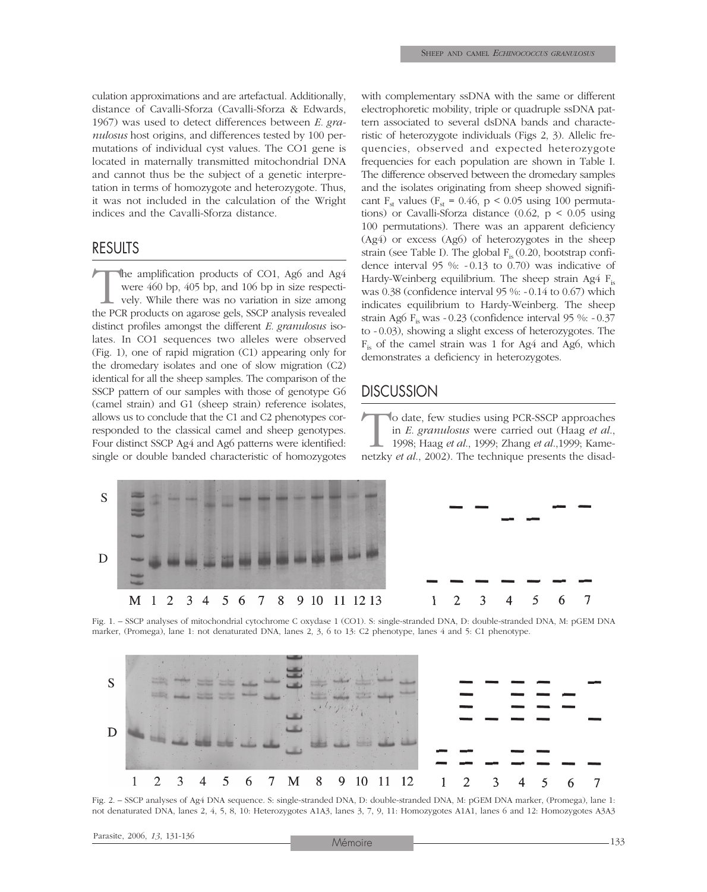culation approximations and are artefactual. Additionally, distance of Cavalli-Sforza (Cavalli-Sforza & Edwards, 1967) was used to detect differences between *E. granulosus* host origins, and differences tested by 100 permutations of individual cyst values. The CO1 gene is located in maternally transmitted mitochondrial DNA and cannot thus be the subject of a genetic interpretation in terms of homozygote and heterozygote. Thus, it was not included in the calculation of the Wright indices and the Cavalli-Sforza distance.

## RESULTS

The amplification products of CO1, Ag6 and Ag4 were 460 bp, 405 bp, and 106 bp in size respectively. While there was no variation in size among the PCR products on agarose gels, SSCP analysis revealed distinct profiles amongst the different *E. granulosus* isolates. In CO1 sequences two alleles were observed (Fig. 1), one of rapid migration (C1) appearing only for the dromedary isolates and one of slow migration (C2) identical for all the sheep samples. The comparison of the SSCP pattern of our samples with those of genotype G6 (camel strain) and G1 (sheep strain) reference isolates, allows us to conclude that the C1 and C2 phenotypes corresponded to the classical camel and sheep genotypes. Four distinct SSCP Ag4 and Ag6 patterns were identified: single or double banded characteristic of homozygotes with complementary ssDNA with the same or different electrophoretic mobility, triple or quadruple ssDNA pattern associated to several dsDNA bands and characteristic of heterozygote individuals (Figs 2, 3). Allelic frequencies, observed and expected heterozygote frequencies for each population are shown in Table I. The difference observed between the dromedary samples and the isolates originating from sheep showed significant $F_{st}$ values ($F_{st} = 0.46$, $p < 0.05$ using 100 permutations) or Cavalli-Sforza distance (0.62, $p < 0.05$ using 100 permutations). There was an apparent deficiency (Ag4) or excess (Ag6) of heterozygotes in the sheep strain (see Table I). The global $F_{is}$ (0.20, bootstrap confidence interval 95 %: -0.13 to 0.70) was indicative of Hardy-Weinberg equilibrium. The sheep strain Ag4 $F_{is}$ was 0.38 (confidence interval 95 %: -0.14 to 0.67) which indicates equilibrium to Hardy-Weinberg. The sheep strain Ag6 $F_{is}$ was -0.23 (confidence interval 95 %: -0.37 to -0.03), showing a slight excess of heterozygotes. The $F_{is}$ of the camel strain was 1 for Ag4 and Ag6, which demonstrates a deficiency in heterozygotes.

## DISCUSSION

To date, few studies using PCR-SSCP approaches in *E. granulosus* were carried out (Haag *et al.*, 1998; Haag *et al.*, 1999; Zhang *et al.*,1999; Kamenetzky *et al.*, 2002). The technique presents the disad-

S
D
M 1 2 3 4 5 6 7 8 9 10 11 12 13
1 2 3 4 5 6 7

Fig. 1. – SSCP analyses of mitochondrial cytochrome C oxydase 1 (CO1). S: single-stranded DNA, D: double-stranded DNA, M: pGEM DNA marker, (Promega), lane 1: not denaturated DNA, lanes 2, 3, 6 to 13: C2 phenotype, lanes 4 and 5: C1 phenotype.

S
D
1 2 3 4 5 6 7 M 8 9 10 11 12
1 2 3 4 5 6 7

Fig. 2. – SSCP analyses of Ag4 DNA sequence. S: single-stranded DNA, D: double-stranded DNA, M: pGEM DNA marker, (Promega), lane 1: not denaturated DNA, lanes 2, 4, 5, 8, 10: Heterozygotes A1A3, lanes 3, 7, 9, 11: Homozygotes A1A1, lanes 6 and 12: Homozygotes A3A3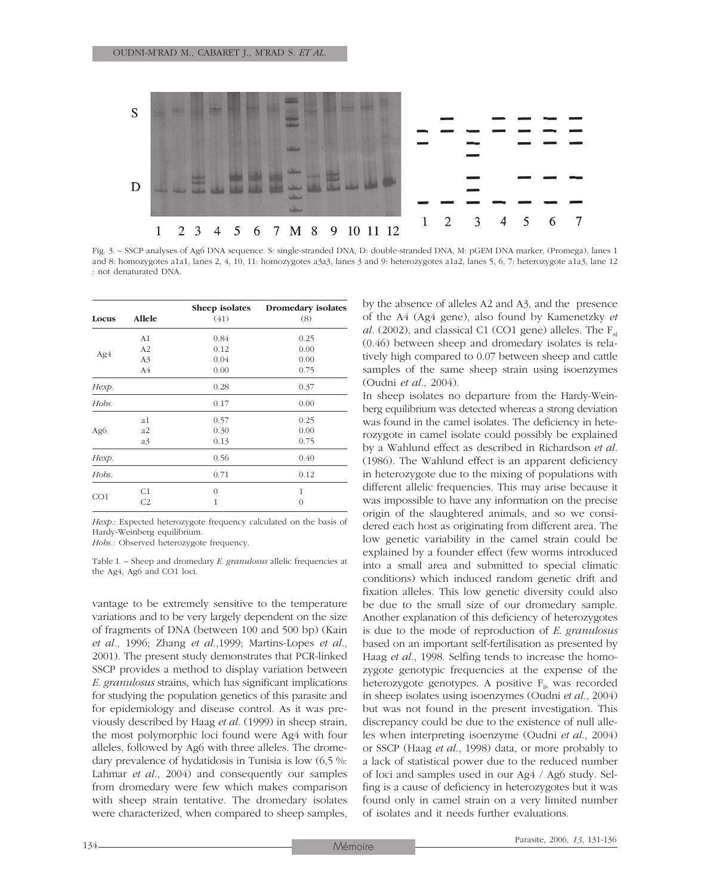Fig. 3. – SSCP analyses of Ag6 DNA sequence. S: single-stranded DNA, D: double-stranded DNA, M: pGEM DNA marker, (Promega), lanes 1 and 8: homozygotes a1a1, lanes 2, 4, 10, 11: homozygotes a3a3, lanes 3 and 9: heterozygotes a1a2, lanes 5, 6, 7: heterozygote a1a3, lane 12 : not denaturated DNA.

| Locus | Allele | Sheep isolates (41) | Dromedary isolates (8) |
|---|---|---|---|
| Ag4 | A1 | 0.84 | 0.25 |
| | A2 | 0.12 | 0.00 |
| | A3 | 0.04 | 0.00 |
| | A4 | 0.00 | 0.75 |
| *Hexp.* | | 0.28 | 0.37 |
| *Hobs.* | | 0.17 | 0.00 |
| Ag6 | a1 | 0.57 | 0.25 |
| | a2 | 0.30 | 0.00 |
| | a3 | 0.13 | 0.75 |
| *Hexp.* | | 0.56 | 0.40 |
| *Hobs.* | | 0.71 | 0.12 |
| CO1 | C1 | 0 | 1 |
| | C2 | 1 | 0 |

*Hexp.*: Expected heterozygote frequency calculated on the basis of Hardy-Weinberg equilibrium.
*Hobs.*: Observed heterozygote frequency.

Table I. – Sheep and dromedary *E. granulosus* allelic frequencies at the Ag4, Ag6 and CO1 loci.

vantage to be extremely sensitive to the temperature variations and to be very largely dependent on the size of fragments of DNA (between 100 and 500 bp) (Kain *et al*., 1996; Zhang *et al*.,1999; Martins-Lopes *et al*., 2001). The present study demonstrates that PCR-linked SSCP provides a method to display variation between *E. granulosus* strains, which has significant implications for studying the population genetics of this parasite and for epidemiology and disease control. As it was previously described by Haag *et al*. (1999) in sheep strain, the most polymorphic loci found were Ag4 with four alleles, followed by Ag6 with three alleles. The dromedary prevalence of hydatidosis in Tunisia is low (6,5 %: Lahmar *et al*., 2004) and consequently our samples from dromedary were few which makes comparison with sheep strain tentative. The dromedary isolates were characterized, when compared to sheep samples, by the absence of alleles A2 and A3, and the presence of the A4 (Ag4 gene), also found by Kamenetzky *et al*. (2002), and classical C1 (CO1 gene) alleles. The $F_{st}$ (0.46) between sheep and dromedary isolates is relatively high compared to 0.07 between sheep and cattle samples of the same sheep strain using isoenzymes (Oudni *et al*., 2004).

In sheep isolates no departure from the Hardy-Weinberg equilibrium was detected whereas a strong deviation was found in the camel isolates. The deficiency in heterozygote in camel isolate could possibly be explained by a Wahlund effect as described in Richardson *et al*. (1986). The Wahlund effect is an apparent deficiency in heterozygote due to the mixing of populations with different allelic frequencies. This may arise because it was impossible to have any information on the precise origin of the slaughtered animals, and so we considered each host as originating from different area. The low genetic variability in the camel strain could be explained by a founder effect (few worms introduced into a small area and submitted to special climatic conditions) which induced random genetic drift and fixation alleles. This low genetic diversity could also be due to the small size of our dromedary sample. Another explanation of this deficiency of heterozygotes is due to the mode of reproduction of *E. granulosus* based on an important self-fertilisation as presented by Haag *et al*., 1998. Selfing tends to increase the homozygote genotypic frequencies at the expense of the heterozygote genotypes. A positive $F_{is}$ was recorded in sheep isolates using isoenzymes (Oudni *et al*., 2004) but was not found in the present investigation. This discrepancy could be due to the existence of null alleles when interpreting isoenzyme (Oudni *et al*., 2004) or SSCP (Haag *et al*., 1998) data, or more probably to a lack of statistical power due to the reduced number of loci and samples used in our Ag4 / Ag6 study. Selfing is a cause of deficiency in heterozygotes but it was found only in camel strain on a very limited number of isolates and it needs further evaluations.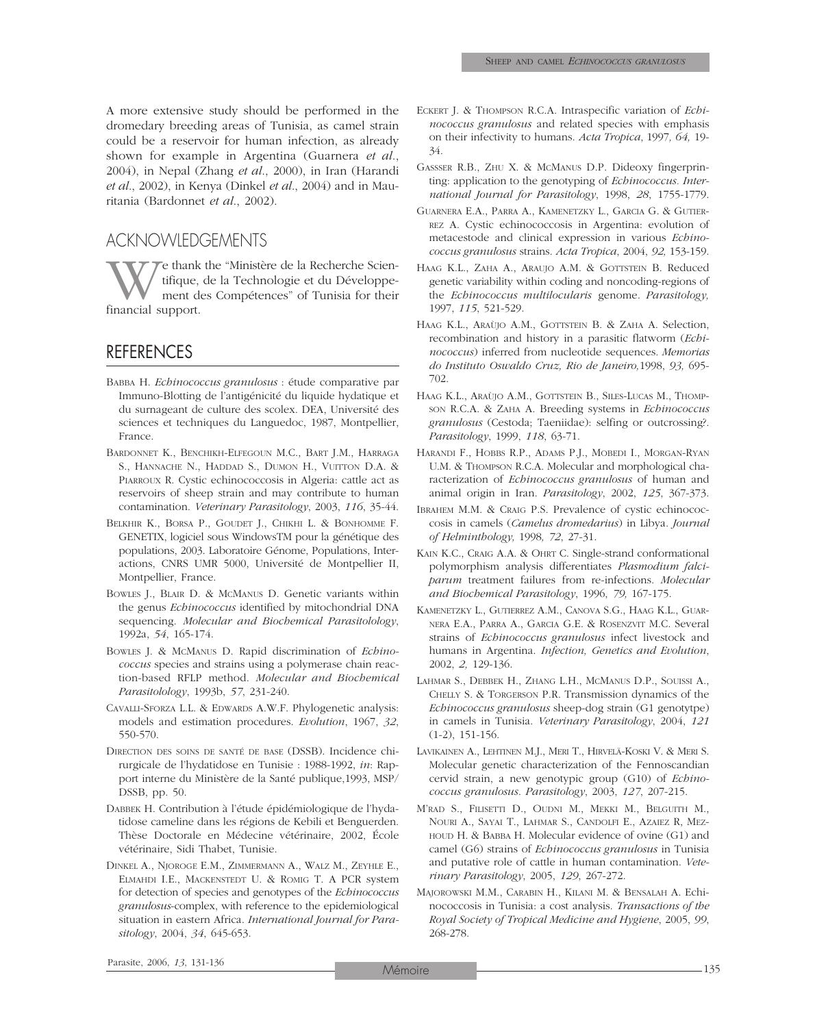A more extensive study should be performed in the dromedary breeding areas of Tunisia, as camel strain could be a reservoir for human infection, as already shown for example in Argentina (Guarnera *et al*., 2004), in Nepal (Zhang *et al*., 2000), in Iran (Harandi *et al*., 2002), in Kenya (Dinkel *et al*., 2004) and in Mauritania (Bardonnet *et al*., 2002).

## ACKNOWLEDGEMENTS

We thank the "Ministère de la Recherche Scientifique, de la Technologie et du Développement des Compétences" of Tunisia for their financial support.

## REFERENCES

Babba H. *Echinococcus granulosus* : étude comparative par Immuno-Blotting de l'antigénicité du liquide hydatique et du surnageant de culture des scolex. DEA, Université des sciences et techniques du Languedoc, 1987, Montpellier, France.

Bardonnet K., Benchikh-Elfegoun M.C., Bart J.M., Harraga S., Hannache N., Haddad S., Dumon H., Vuitton D.A. & Piarroux R. Cystic echinococcosis in Algeria: cattle act as reservoirs of sheep strain and may contribute to human contamination. *Veterinary Parasitology*, 2003, *116*, 35-44.

Belkhir K., Borsa P., Goudet J., Chikhi L. & Bonhomme F. GENETIX, logiciel sous WindowsTM pour la génétique des populations, 2003. Laboratoire Génome, Populations, Interactions, CNRS UMR 5000, Université de Montpellier II, Montpellier, France.

Bowles J., Blair D. & McManus D. Genetic variants within the genus *Echinococcus* identified by mitochondrial DNA sequencing. *Molecular and Biochemical Parasitolology*, 1992a, *54*, 165-174.

Bowles J. & McManus D. Rapid discrimination of *Echinococcus* species and strains using a polymerase chain reaction-based RFLP method. *Molecular and Biochemical Parasitolology*, 1993b, *57*, 231-240.

Cavalli-Sforza L.L. & Edwards A.W.F. Phylogenetic analysis: models and estimation procedures. *Evolution*, 1967, *32*, 550-570.

Direction des soins de santé de base (DSSB). Incidence chirurgicale de l'hydatidose en Tunisie : 1988-1992, *in*: Rapport interne du Ministère de la Santé publique,1993, MSP/DSSB, pp. 50.

Dabbek H. Contribution à l'étude épidémiologique de l'hydatidose cameline dans les régions de Kebili et Benguerden. Thèse Doctorale en Médecine vétérinaire, 2002, École vétérinaire, Sidi Thabet, Tunisie.

Dinkel A., Njoroge E.M., Zimmermann A., Walz M., Zeyhle E., Elmahdi I.E., Mackenstedt U. & Romig T. A PCR system for detection of species and genotypes of the *Echinococcus granulosus*-complex, with reference to the epidemiological situation in eastern Africa. *International Journal for Parasitology*, 2004, *34*, 645-653.

Eckert J. & Thompson R.C.A. Intraspecific variation of *Echinococcus granulosus* and related species with emphasis on their infectivity to humans. *Acta Tropica*, 1997, *64*, 19-34.

Gassser R.B., Zhu X. & McManus D.P. Dideoxy fingerprinting: application to the genotyping of *Echinococcus*. *International Journal for Parasitology*, 1998, *28*, 1755-1779.

Guarnera E.A., Parra A., Kamenetzky L., Garcia G. & Gutierrez A. Cystic echinococcosis in Argentina: evolution of metacestode and clinical expression in various *Echinococcus granulosus* strains. *Acta Tropica*, 2004, *92*, 153-159.

Haag K.L., Zaha A., Araujo A.M. & Gottstein B. Reduced genetic variability within coding and noncoding-regions of the *Echinococcus multilocularis* genome. *Parasitology,* 1997, *115*, 521-529.

Haag K.L., Araùjo A.M., Gottstein B. & Zaha A. Selection, recombination and history in a parasitic flatworm (*Echinococcus*) inferred from nucleotide sequences. *Memorias do Instituto Oswaldo Cruz, Rio de Janeiro,*1998, *93,* 695-702.

Haag K.L., Araùjo A.M., Gottstein B., Siles-Lucas M., Thompson R.C.A. & Zaha A. Breeding systems in *Echinococcus granulosus* (Cestoda; Taeniidae): selfing or outcrossing?. *Parasitology*, 1999, *118*, 63-71.

Harandi F., Hobbs R.P., Adams P.J., Mobedi I., Morgan-Ryan U.M. & Thompson R.C.A. Molecular and morphological characterization of *Echinococcus granulosus* of human and animal origin in Iran. *Parasitology*, 2002, *125,* 367-373.

Ibrahem M.M. & Craig P.S. Prevalence of cystic echinococcosis in camels (*Camelus dromedarius*) in Libya. *Journal of Helminthology,* 1998*, 72*, 27-31.

Kain K.C., Craig A.A. & Ohrt C. Single-strand conformational polymorphism analysis differentiates *Plasmodium falciparum* treatment failures from re-infections. *Molecular and Biochemical Parasitology*, 1996, *79,* 167-175.

Kamenetzky L., Gutierrez A.M., Canova S.G., Haag K.L., Guarnera E.A., Parra A., Garcia G.E. & Rosenzvit M.C. Several strains of *Echinococcus granulosus* infect livestock and humans in Argentina. *Infection, Genetics and Evolution*, 2002, *2,* 129-136.

Lahmar S., Debbek H., Zhang L.H., McManus D.P., Souissi A., Chelly S. & Torgerson P.R. Transmission dynamics of the *Echinococcus granulosus* sheep-dog strain (G1 genotytpe) in camels in Tunisia. *Veterinary Parasitology*, 2004, *121* (1-2), 151-156.

Lavikainen A., Lehtinen M.J., Meri T., Hirvelä-Koski V. & Meri S. Molecular genetic characterization of the Fennoscandian cervid strain, a new genotypic group (G10) of *Echinococcus granulosus*. *Parasitology*, 2003, *127*, 207-215.

M'rad S., Filisetti D., Oudni M., Mekki M., Belguith M., Nouri A., Sayai T., Lahmar S., Candolfi E., Azaiez R, Mezhoud H. & Babba H. Molecular evidence of ovine (G1) and camel (G6) strains of *Echinococcus granulosus* in Tunisia and putative role of cattle in human contamination. *Veterinary Parasitology*, 2005, *129,* 267-272.

Majorowski M.M., Carabin H., Kilani M. & Bensalah A. Echinococcosis in Tunisia: a cost analysis. *Transactions of the Royal Society of Tropical Medicine and Hygiene*, 2005, *99*, 268-278.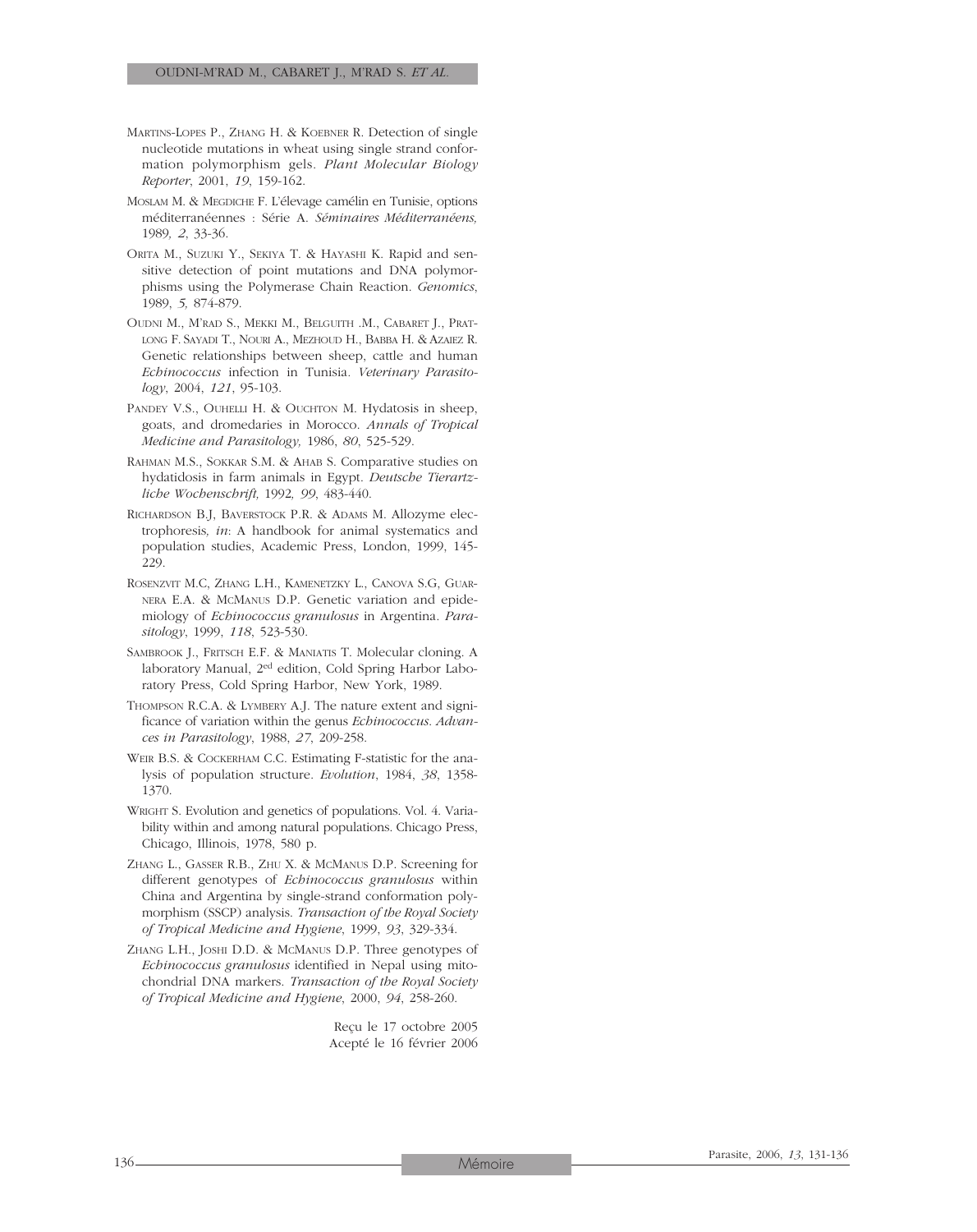MARTINS-LOPES P., ZHANG H. & KOEBNER R. Detection of single nucleotide mutations in wheat using single strand conformation polymorphism gels. *Plant Molecular Biology Reporter*, 2001, *19*, 159-162.

MOSLAM M. & MEGDICHE F. L'élevage camélin en Tunisie, options méditerranéennes : Série A. *Séminaires Méditerranéens,* 1989*, 2*, 33-36.

ORITA M., SUZUKI Y., SEKIYA T. & HAYASHI K. Rapid and sensitive detection of point mutations and DNA polymorphisms using the Polymerase Chain Reaction. *Genomics*, 1989, *5,* 874-879.

OUDNI M., M'RAD S., MEKKI M., BELGUITH .M., CABARET J., PRATLONG F. SAYADI T., NOURI A., MEZHOUD H., BABBA H. & AZAIEZ R. Genetic relationships between sheep, cattle and human *Echinococcus* infection in Tunisia. *Veterinary Parasitology*, 2004, *121*, 95-103.

PANDEY V.S., OUHELLI H. & OUCHTON M. Hydatosis in sheep, goats, and dromedaries in Morocco. *Annals of Tropical Medicine and Parasitology,* 1986, *80*, 525-529.

RAHMAN M.S., SOKKAR S.M. & AHAB S. Comparative studies on hydatidosis in farm animals in Egypt. *Deutsche Tierartzliche Wochenschrift,* 1992*, 99*, 483-440.

RICHARDSON B.J, BAVERSTOCK P.R. & ADAMS M. Allozyme electrophoresis*, in*: A handbook for animal systematics and population studies, Academic Press, London, 1999, 145-229.

ROSENZVIT M.C, ZHANG L.H., KAMENETZKY L., CANOVA S.G, GUARNERA E.A. & MCMANUS D.P. Genetic variation and epidemiology of *Echinococcus granulosus* in Argentina. *Parasitology*, 1999, *118*, 523-530.

SAMBROOK J., FRITSCH E.F. & MANIATIS T. Molecular cloning. A laboratory Manual, 2ed edition, Cold Spring Harbor Laboratory Press, Cold Spring Harbor, New York, 1989.

THOMPSON R.C.A. & LYMBERY A.J. The nature extent and significance of variation within the genus *Echinococcus*. *Advances in Parasitology*, 1988, *27*, 209-258.

WEIR B.S. & COCKERHAM C.C. Estimating F-statistic for the analysis of population structure. *Evolution*, 1984, *38*, 1358-1370.

WRIGHT S. Evolution and genetics of populations. Vol. 4. Variability within and among natural populations. Chicago Press, Chicago, Illinois, 1978, 580 p.

ZHANG L., GASSER R.B., ZHU X. & MCMANUS D.P. Screening for different genotypes of *Echinococcus granulosus* within China and Argentina by single-strand conformation polymorphism (SSCP) analysis. *Transaction of the Royal Society of Tropical Medicine and Hygiene*, 1999, *93*, 329-334.

ZHANG L.H., JOSHI D.D. & MCMANUS D.P. Three genotypes of *Echinococcus granulosus* identified in Nepal using mitochondrial DNA markers. *Transaction of the Royal Society of Tropical Medicine and Hygiene*, 2000, *94*, 258-260.

Reçu le 17 octobre 2005
Acepté le 16 février 2006